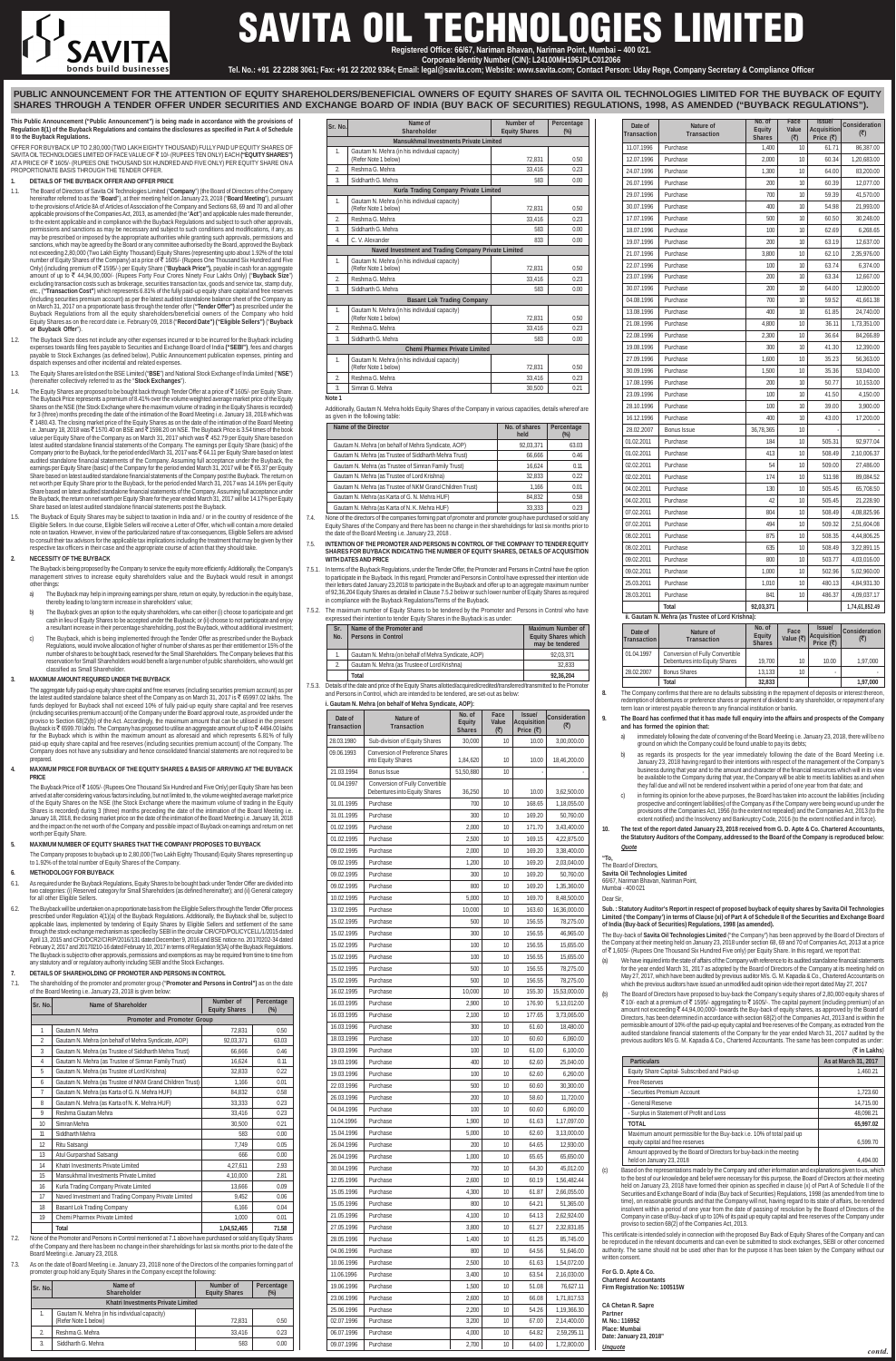# SAVITA OIL TECHNOLOGIES LIMITED

SAVITA bonds build businesses

**Registered Office: 66/67, Nariman Bhavan, Nariman Point, Mumbai – 400 021.**
**Corporate Identity Number (CIN): L24100MH1961PLC012066**
**Tel. No.: +91 22 2288 3061; Fax: +91 22 2202 9364; Email: legal@savita.com; Website: www.savita.com; Contact Person: Uday Rege, Company Secretary & Compliance Officer**

## PUBLIC ANNOUNCEMENT FOR THE ATTENTION OF EQUITY SHAREHOLDERS/BENEFICIAL OWNERS OF EQUITY SHARES OF SAVITA OIL TECHNOLOGIES LIMITED FOR THE BUYBACK OF EQUITY SHARES THROUGH A TENDER OFFER UNDER SECURITIES AND EXCHANGE BOARD OF INDIA (BUY BACK OF SECURITIES) REGULATIONS, 1998, AS AMENDED ("BUYBACK REGULATIONS").

**This Public Announcement ("Public Announcement") is being made in accordance with the provisions of Regulation 8(1) of the Buyback Regulations and contains the disclosures as specified in Part A of Schedule II to the Buyback Regulations.**

OFFER FOR BUYBACK UP TO 2,80,000 (TWO LAKH EIGHTY THOUSAND) FULLY PAID UP EQUITY SHARES OF SAVITA OIL TECHNOLOGIES LIMITED OF FACE VALUE OF ₹ 10/- (RUPEES TEN ONLY) EACH **("EQUITY SHARES")** AT A PRICE OF ₹ 1605/- (RUPEES ONE THOUSAND SIX HUNDRED AND FIVE ONLY) PER EQUITY SHARE ON A PROPORTIONATE BASIS THROUGH THE TENDER OFFER.

### 1. DETAILS OF THE BUYBACK OFFER AND OFFER PRICE

1.1. The Board of Directors of Savita Oil Technologies Limited ("**Company**") (the Board of Directors of the Company hereinafter referred to as the "**Board**"), at their meeting held on January 23, 2018 ("**Board Meeting**"), pursuant to the provisions of Article 8A of Articles of Association of the Company and Sections 68, 69 and 70 and all other applicable provisions of the Companies Act, 2013, as amended (the "**Act**") and applicable rules thereunder and to the extent applicable and in compliance with the Buyback Regulations and subject to such other approvals, permissions and sanctions as may be necessary and subject to such conditions and modifications, if any, as may be prescribed or imposed by the appropriate authorities while granting such approvals, permissions and sanctions, which may be agreed by the Board or any committee authorised by the Board, approved the Buyback not exceeding 2,80,000 (Two Lakh Eighty Thousand) Equity Shares (representing upto about 1.92% of the total number of Equity Shares of the Company) at a price of ₹ 1605/- (Rupees One Thousand Six Hundred and Five Only) (including premium of ₹ 1595/-) per Equity Share ("**Buyback Price**"), payable in cash for an aggregate amount of up to ₹ 44,94,00,000/- (Rupees Forty Four Crores Ninety Four Lakhs Only) ("**Buyback Size**") excluding transaction costs such as brokerage, securities transaction tax, goods and service tax, stamp duty, etc., ("**Transaction Cost**") which represents 6.81% of the fully paid-up equity share capital and free reserves (including securities premium account) as per the latest audited standalone balance sheet of the Company as on March 31, 2017 on a proportionate basis through the tender offer ("**Tender Offer**") as prescribed under the Buyback Regulations from all the equity shareholders/beneficial owners of the Company who hold Equity Shares as on the record date i.e. February 09, 2018 ("**Record Date**") ("**Eligible Sellers**") ("**Buyback or Buyback Offer**").

1.2. The Buyback Size does not include any other expenses incurred or to be incurred for the Buyback including expenses towards filing fees payable to Securities and Exchange Board of India ("**SEBI**"), fees and charges payable to Stock Exchanges (as defined below), Public Announcement publication expenses, printing and dispatch expenses and other incidental and related expenses.

1.3. The Equity Shares are listed on the BSE Limited ("**BSE**") and National Stock Exchange of India Limited ("**NSE**") (hereinafter collectively referred to as the "**Stock Exchanges**").

1.4. The Equity Shares are proposed to be bought back through Tender Offer at a price of ₹ 1605/- per Equity Share. The Buyback Price represents a premium of 8.41% over the volume weighted average market price of the Equity Shares on the NSE (the Stock Exchange where the maximum volume of trading in the Equity Shares is recorded) for 3 (three) months preceding the date of the intimation of the Board Meeting i.e. January 18, 2018 which was ₹ 1480.43. The closing market price of the Equity Shares as on the date of the intimation of the Board Meeting i.e. January 18, 2018 was ₹ 1570.40 on BSE and ₹ 1598.20 on NSE. The Buyback Price is 3.54 times of the book value per Equity Share of the Company as on March 31, 2017 which was ₹ 452.79 per Equity Share based on latest audited standalone financial statements of the Company. The earnings per Equity Share (basic) of the Company prior to the Buyback, for the period ended March 31, 2017 was ₹ 64.11 per Equity Share based on latest audited standalone financial statements of the Company. Assuming full acceptance under the Buyback, the earnings per Equity Share (basic) of the Company for the period ended March 31, 2017 will be ₹ 65.37 per Equity Share based on latest audited standalone financial statements of the Company post the Buyback. The return on net worth per Equity Share prior to the Buyback, for the period ended March 31, 2017 was 14.16% per Equity Share based on latest audited standalone financial statements of the Company. Assuming full acceptance under the Buyback, the return on net worth per Equity Share for the year ended March 31, 2017 will be 14.17% per Equity Share based on latest audited standalone financial statements post the Buyback.

1.5. The Buyback of Equity Shares may be subject to taxation in India and / or in the country of residence of the Eligible Sellers. In due course, Eligible Sellers will receive a Letter of Offer, which will contain a more detailed note on taxation. However, in view of the particularized nature of tax consequences, Eligible Sellers are advised to consult their tax advisors for the applicable tax implications including the treatment that may be given by their respective tax officers in their case and the appropriate course of action that they should take.

### 2. NECESSITY OF THE BUYBACK

The Buyback is being proposed by the Company to service the equity more efficiently. Additionally, the Company's management strives to increase equity shareholders value and the Buyback would result in amongst other things:

a) The Buyback may help in improving earnings per share, return on equity, by reduction in the equity base, thereby leading to long term increase in shareholders' value;

b) The Buyback gives an option to the equity shareholders, who can either (i) choose to participate and get cash in lieu of Equity Shares to be accepted under the Buyback; or (ii) choose to not participate and get a resultant increase in their percentage shareholding, post the Buyback, without additional investment;

c) The Buyback, which is being implemented through the Tender Offer as prescribed under the Buyback Regulations, would involve allocation of higher of number of shares as per their entitlement or 15% of the number of shares to be bought back, reserved for the Small Shareholders. The Company believes that this reservation for Small Shareholders would benefit a large number of public shareholders, who would get classified as Small Shareholder.

### 3. MAXIMUM AMOUNT REQUIRED UNDER THE BUYBACK

The aggregate fully paid-up equity share capital and free reserves (including securities premium account) as per the latest audited standalone balance sheet of the Company as on March 31, 2017 is ₹ 65997.02 lakhs. The funds deployed for Buyback shall not exceed 10% of fully paid-up equity share capital and free reserves (including securities premium account) of the Company under the Board approval route, as provided under the proviso to Section 68(2)(b) of the Act. Accordingly, the maximum amount that can be utilised in the present Buyback is ₹ 6599.70 lakhs. The Company has proposed to utilise an aggregate amount of up to ₹ 4494.00 lakhs for the Buyback which is within the maximum amount as aforesaid and which represents 6.81% of fully paid-up equity share capital and free reserves (including securities premium account) of the Company. The Company does not have any subsidiary and hence consolidated financial statements are not required to be prepared.

### 4. MAXIMUM PRICE FOR BUYBACK OF THE EQUITY SHARES & BASIS OF ARRIVING AT THE BUYBACK PRICE

The Buyback Price of ₹ 1605/- (Rupees One Thousand Six Hundred and Five Only) per Equity Share has been arrived at after considering various factors including, but not limited to, the volume weighted average market price of the Equity Shares on the NSE (the Stock Exchange where the maximum volume of trading in the Equity Shares is recorded) during 3 (three) months preceding the date of intimation of the Board Meeting i.e. January 18, 2018, the closing market price on the date of the intimation of the Board Meeting i.e. January 18, 2018 and the impact on the net worth of the Company and possible impact of Buyback on earnings and return on net worth per Equity Share.

### 5. MAXIMUM NUMBER OF EQUITY SHARES THAT THE COMPANY PROPOSES TO BUYBACK

The Company proposes to buyback up to 2,80,000 (Two Lakh Eighty Thousand) Equity Shares representing up to 1.92% of the total number of Equity Shares of the Company.

### 6. METHODOLOGY FOR BUYBACK

6.1. As required under the Buyback Regulations, Equity Shares to be bought back under Tender Offer are divided into two categories: (i) Reserved category for Small Shareholders (as defined hereinafter); and (ii) General category for all other Eligible Sellers.

6.2. The Buyback will be undertaken on a proportionate basis from the Eligible Sellers through the Tender Offer process prescribed under Regulation 4(1)(a) of the Buyback Regulations. Additionally, the Buyback shall be, subject to applicable laws, implemented by tendering of Equity Shares by Eligible Sellers and settlement of the same through the stock exchange mechanism as specified by SEBI in the circular CIR/CFD/POLICYCELL/1/2015 dated April 13, 2015 and CFD/DCR2/CIR/P/2016/131 dated December 9, 2016 and BSE notice no. 20170202-34 dated February 2, 2017 and 20170210-16 dated February 10, 2017 in terms of Regulation 9(3A) of the Buyback Regulations. The Buyback is subject to other approvals, permissions and exemptions as may be required from time to time from any statutory and/ or regulatory authority including SEBI and the Stock Exchanges.

### 7. DETAILS OF SHAREHOLDING OF PROMOTER AND PERSONS IN CONTROL

7.1. The shareholding of the promoter and promoter group ("**Promoter and Persons in Control**") as on the date of the Board Meeting i.e. January 23, 2018 is given below:

| Sr. No. | Name of Shareholder | Number of Equity Shares | Percentage (%) |
|---|---|---|---|
| | **Promoter and Promoter Group** | | |
| 1 | Gautam N. Mehra | 72,831 | 0.50 |
| 2 | Gautam N. Mehra (on behalf of Mehra Syndicate, AOP) | 92,03,371 | 63.03 |
| 3 | Gautam N. Mehra (as Trustee of Siddharth Mehra Trust) | 66,666 | 0.46 |
| 4 | Gautam N. Mehra (as Trustee of Simran Family Trust) | 16,624 | 0.11 |
| 5 | Gautam N. Mehra (as Trustee of Lord Krishna) | 32,833 | 0.22 |
| 6 | Gautam N. Mehra (as Trustee of NKM Grand Children Trust) | 1,166 | 0.01 |
| 7 | Gautam N. Mehra (as Karta of G. N. Mehra HUF) | 84,832 | 0.58 |
| 8 | Gautam N. Mehra (as Karta of N. K. Mehra HUF) | 33,333 | 0.23 |
| 9 | Reshma Gautam Mehra | 33,416 | 0.23 |
| 10 | Simran Mehra | 30,500 | 0.21 |
| 11 | Siddharth Mehra | 583 | 0.00 |
| 12 | Ritu Satsangi | 7,749 | 0.05 |
| 13 | Atul Gurparshad Satsangi | 666 | 0.00 |
| 14 | Khatri Investments Private Limited | 4,27,611 | 2.93 |
| 15 | Mansukhmal Investments Private Limited | 4,10,000 | 2.81 |
| 16 | Kurla Trading Company Private Limited | 13,666 | 0.09 |
| 17 | Naved Investment and Trading Company Private Limited | 9,452 | 0.06 |
| 18 | Basant Lok Trading Company | 6,166 | 0.04 |
| 19 | Chemi Pharmex Private Limited | 1,000 | 0.01 |
| | **Total** | **1,04,52,465** | **71.58** |

7.2. None of the Promoter and Persons in Control mentioned at 7.1 above have purchased or sold any Equity Shares of the Company and there has been no change in their shareholdings for last six months prior to the date of the Board Meeting i.e. January 23, 2018.

7.3. As on the date of Board Meeting i.e. January 23, 2018 none of the Directors of the companies forming part of promoter group hold any Equity Shares in the Company except the following:

| Sr. No. | Name of Shareholder | Number of Equity Shares | Percentage (%) |
|---|---|---|---|
| | **Khatri Investments Private Limited** | | |
| 1. | Gautam N. Mehra (in his individual capacity) (Refer Note 1 below) | 72,831 | 0.50 |
| 2. | Reshma G. Mehra | 33,416 | 0.23 |
| 3. | Siddharth G. Mehra | 583 | 0.00 |
| | **Mansukhmal Investments Private Limited** | | |
| 1. | Gautam N. Mehra (in his individual capacity) (Refer Note 1 below) | 72,831 | 0.50 |
| 2. | Reshma G. Mehra | 33,416 | 0.23 |
| 3. | Siddharth G. Mehra | 583 | 0.00 |
| | **Kurla Trading Company Private Limited** | | |
| 1. | Gautam N. Mehra (in his individual capacity) (Refer Note 1 below) | 72,831 | 0.50 |
| 2. | Reshma G. Mehra | 33,416 | 0.23 |
| 3. | Siddharth G. Mehra | 583 | 0.00 |
| 4. | C. V. Alexander | 833 | 0.00 |
| | **Naved Investment and Trading Company Private Limited** | | |
| 1. | Gautam N. Mehra (in his individual capacity) (Refer Note 1 below) | 72,831 | 0.50 |
| 2. | Reshma G. Mehra | 33,416 | 0.23 |
| 3. | Siddharth G. Mehra | 583 | 0.00 |
| | **Basant Lok Trading Company** | | |
| 1. | Gautam N. Mehra (in his individual capacity) (Refer Note 1 below) | 72,831 | 0.50 |
| 2. | Reshma G. Mehra | 33,416 | 0.23 |
| 3. | Siddharth G. Mehra | 583 | 0.00 |
| | **Chemi Pharmex Private Limited** | | |
| 1. | Gautam N. Mehra (in his individual capacity) (Refer Note 1 below) | 72,831 | 0.50 |
| 2. | Reshma G. Mehra | 33,416 | 0.23 |
| 3. | Simran G. Mehra | 30,500 | 0.21 |

**Note 1**

Additionally, Gautam N. Mehra holds Equity Shares of the Company in various capacities, details whereof are as given in the following table:

| Name of the Director | No. of shares held | Percentage (%) |
|---|---|---|
| Gautam N. Mehra (on behalf of Mehra Syndicate, AOP) | 92,03,371 | 63.03 |
| Gautam N. Mehra (as Trustee of Siddharth Mehra Trust) | 66,666 | 0.46 |
| Gautam N. Mehra (as Trustee of Simran Family Trust) | 16,624 | 0.11 |
| Gautam N. Mehra (as Trustee of Lord Krishna) | 32,833 | 0.22 |
| Gautam N. Mehra (as Trustee of NKM Grand Children Trust) | 1,166 | 0.01 |
| Gautam N. Mehra (as Karta of G. N. Mehra HUF) | 84,832 | 0.58 |
| Gautam N. Mehra (as Karta of N. K. Mehra HUF) | 33,333 | 0.23 |

7.4. None of the directors of the companies forming part of promoter and promoter group have purchased or sold any Equity Shares of the Company and there has been no change in their shareholdings for last six months prior to the date of the Board Meeting i.e. January 23, 2018.

7.5. **INTENTION OF THE PROMOTER AND PERSONS IN CONTROL OF THE COMPANY TO TENDER EQUITY SHARES FOR BUYBACK INDICATING THE NUMBER OF EQUITY SHARES, DETAILS OF ACQUISITION WITH DATES AND PRICE**

7.5.1. In terms of the Buyback Regulations, under the Tender Offer, the Promoter and Persons in Control have the option to participate in the Buyback. In this regard, Promoter and Persons in Control have expressed their intention vide their letters dated January 23,2018 to participate in the Buyback and offer up to an aggregate maximum number of 92,36,204 Equity Shares as detailed in Clause 7.5.2 below or such lower number of Equity Shares as required in compliance with the Buyback Regulations/Terms of the Buyback.

7.5.2. The maximum number of Equity Shares to be tendered by the Promoter and Persons in Control who have expressed their intention to tender Equity Shares in the Buyback is as under:

| Sr. No. | Name of the Promoter and Persons in Control | Maximum Number of Equity Shares which may be tendered |
|---|---|---|
| 1. | Gautam N. Mehra (on behalf of Mehra Syndicate, AOP) | 92,03,371 |
| 2. | Gautam N. Mehra (as Trustee of Lord Krishna) | 32,833 |
| | **Total** | **92,36,204** |

7.5.3. Details of the date and price of the Equity Shares allotted/acquired/credited/transferred/transmitted to the Promoter and Persons in Control, which are intended to be tendered, are set-out as below:

**i. Gautam N. Mehra (on behalf of Mehra Syndicate, AOP):**

| Date of Transaction | Nature of Transaction | No. of Equity Shares | Face Value (₹) | Issue/ Acquisition Price (₹) | Consideration (₹) |
|---|---|---|---|---|---|
| 28.03.1980 | Sub-division of Equity Shares | 30,000 | 10 | 10.00 | 3,00,000.00 |
| 09.06.1993 | Conversion of Preference Shares into Equity Shares | 1,84,620 | 10 | 10.00 | 18,46,200.00 |
| 21.03.1994 | Bonus Issue | 51,50,880 | 10 | - | - |
| 01.04.1997 | Conversion of Fully Convertible Debentures into Equity Shares | 36,250 | 10 | 10.00 | 3,62,500.00 |
| 31.01.1995 | Purchase | 700 | 10 | 168.65 | 1,18,055.00 |
| 31.01.1995 | Purchase | 300 | 10 | 169.20 | 50,760.00 |
| 01.02.1995 | Purchase | 2,000 | 10 | 171.70 | 3,43,400.00 |
| 01.02.1995 | Purchase | 2,500 | 10 | 169.15 | 4,22,875.00 |
| 09.02.1995 | Purchase | 2,000 | 10 | 169.20 | 3,38,400.00 |
| 09.02.1995 | Purchase | 1,200 | 10 | 169.20 | 2,03,040.00 |
| 09.02.1995 | Purchase | 300 | 10 | 169.20 | 50,760.00 |
| 09.02.1995 | Purchase | 800 | 10 | 169.20 | 1,35,360.00 |
| 10.02.1995 | Purchase | 5,000 | 10 | 169.70 | 8,48,500.00 |
| 13.02.1995 | Purchase | 10,000 | 10 | 163.60 | 16,36,000.00 |
| 15.02.1995 | Purchase | 500 | 10 | 156.55 | 78,275.00 |
| 15.02.1995 | Purchase | 300 | 10 | 156.55 | 46,965.00 |
| 15.02.1995 | Purchase | 100 | 10 | 156.55 | 15,655.00 |
| 15.02.1995 | Purchase | 100 | 10 | 156.55 | 15,655.00 |
| 15.02.1995 | Purchase | 500 | 10 | 156.55 | 78,275.00 |
| 15.02.1995 | Purchase | 500 | 10 | 156.55 | 78,275.00 |
| 16.02.1995 | Purchase | 10,000 | 10 | 155.30 | 15,53,000.00 |
| 16.03.1995 | Purchase | 2,900 | 10 | 176.90 | 5,13,012.00 |
| 16.03.1995 | Purchase | 2,100 | 10 | 177.65 | 3,73,065.00 |
| 16.03.1996 | Purchase | 300 | 10 | 61.60 | 18,480.00 |
| 18.03.1996 | Purchase | 100 | 10 | 60.60 | 6,060.00 |
| 19.03.1996 | Purchase | 100 | 10 | 61.00 | 6,100.00 |
| 19.03.1996 | Purchase | 400 | 10 | 62.60 | 25,040.00 |
| 19.03.1996 | Purchase | 100 | 10 | 62.60 | 6,260.00 |
| 22.03.1996 | Purchase | 500 | 10 | 60.60 | 30,300.00 |
| 26.03.1996 | Purchase | 200 | 10 | 58.60 | 11,720.00 |
| 04.04.1996 | Purchase | 100 | 10 | 60.60 | 6,060.00 |
| 11.04.1996 | Purchase | 1,900 | 10 | 61.63 | 1,17,097.00 |
| 15.04.1996 | Purchase | 5,000 | 10 | 62.60 | 3,13,000.00 |
| 26.04.1996 | Purchase | 200 | 10 | 64.65 | 12,930.00 |
| 26.04.1996 | Purchase | 1,000 | 10 | 65.65 | 65,650.00 |
| 30.04.1996 | Purchase | 700 | 10 | 64.30 | 45,012.00 |
| 12.05.1996 | Purchase | 2,600 | 10 | 60.19 | 1,56,482.44 |
| 15.05.1996 | Purchase | 4,300 | 10 | 61.87 | 2,66,055.00 |
| 15.05.1996 | Purchase | 800 | 10 | 64.21 | 51,365.00 |
| 21.05.1996 | Purchase | 4,100 | 10 | 64.13 | 2,62,924.00 |
| 27.05.1996 | Purchase | 3,800 | 10 | 61.27 | 2,32,831.85 |
| 28.05.1996 | Purchase | 1,400 | 10 | 61.25 | 85,745.00 |
| 04.06.1996 | Purchase | 800 | 10 | 64.56 | 51,646.00 |
| 10.06.1996 | Purchase | 2,500 | 10 | 61.63 | 1,54,072.00 |
| 11.06.1996 | Purchase | 3,400 | 10 | 63.54 | 2,16,030.00 |
| 19.06.1996 | Purchase | 1,500 | 10 | 51.08 | 76,627.11 |
| 23.06.1996 | Purchase | 2,600 | 10 | 66.08 | 1,71,817.53 |
| 25.06.1996 | Purchase | 2,200 | 10 | 54.26 | 1,19,366.30 |
| 02.07.1996 | Purchase | 3,200 | 10 | 67.00 | 2,14,400.00 |
| 06.07.1996 | Purchase | 4,000 | 10 | 64.82 | 2,59,295.11 |
| 09.07.1996 | Purchase | 2,700 | 10 | 64.00 | 1,72,800.00 |
| 11.07.1996 | Purchase | 1,400 | 10 | 61.71 | 86,387.00 |
| 12.07.1996 | Purchase | 2,000 | 10 | 60.34 | 1,20,683.00 |
| 24.07.1996 | Purchase | 1,300 | 10 | 64.00 | 83,200.00 |
| 26.07.1996 | Purchase | 200 | 10 | 60.39 | 12,077.00 |
| 29.07.1996 | Purchase | 700 | 10 | 59.39 | 41,570.00 |
| 30.07.1996 | Purchase | 400 | 10 | 54.98 | 21,993.00 |
| 17.07.1996 | Purchase | 500 | 10 | 60.50 | 30,248.00 |
| 18.07.1996 | Purchase | 100 | 10 | 62.69 | 6,268.65 |
| 19.07.1996 | Purchase | 200 | 10 | 63.19 | 12,637.00 |
| 21.07.1996 | Purchase | 3,800 | 10 | 62.10 | 2,35,976.00 |
| 22.07.1996 | Purchase | 100 | 10 | 63.74 | 6,374.00 |
| 23.07.1996 | Purchase | 200 | 10 | 63.34 | 12,667.00 |
| 30.07.1996 | Purchase | 200 | 10 | 64.00 | 12,800.00 |
| 04.08.1996 | Purchase | 700 | 10 | 59.52 | 41,661.38 |
| 13.08.1996 | Purchase | 400 | 10 | 61.85 | 24,740.00 |
| 21.08.1996 | Purchase | 4,800 | 10 | 36.11 | 1,73,351.00 |
| 22.08.1996 | Purchase | 2,300 | 10 | 36.64 | 84,266.89 |
| 19.08.1996 | Purchase | 300 | 10 | 41.30 | 12,390.00 |
| 27.09.1996 | Purchase | 1,600 | 10 | 35.23 | 56,363.00 |
| 30.09.1996 | Purchase | 1,500 | 10 | 35.36 | 53,040.00 |
| 17.08.1996 | Purchase | 200 | 10 | 50.77 | 10,153.00 |
| 23.09.1996 | Purchase | 100 | 10 | 41.50 | 4,150.00 |
| 29.10.1996 | Purchase | 100 | 10 | 39.00 | 3,900.00 |
| 16.12.1996 | Purchase | 400 | 10 | 43.00 | 17,200.00 |
| 28.02.2007 | Bonus Issue | 36,78,365 | 10 | - | - |
| 01.02.2011 | Purchase | 184 | 10 | 505.31 | 92,977.04 |
| 01.02.2011 | Purchase | 413 | 10 | 508.49 | 2,10,006.37 |
| 02.02.2011 | Purchase | 54 | 10 | 509.00 | 27,486.00 |
| 02.02.2011 | Purchase | 174 | 10 | 511.98 | 89,084.52 |
| 04.02.2011 | Purchase | 130 | 10 | 505.45 | 65,708.50 |
| 04.02.2011 | Purchase | 42 | 10 | 505.45 | 21,228.90 |
| 07.02.2011 | Purchase | 804 | 10 | 508.49 | 4,08,825.96 |
| 07.02.2011 | Purchase | 494 | 10 | 509.32 | 2,51,604.08 |
| 08.02.2011 | Purchase | 875 | 10 | 508.35 | 4,44,806.25 |
| 08.02.2011 | Purchase | 635 | 10 | 508.49 | 3,22,891.15 |
| 09.02.2011 | Purchase | 800 | 10 | 503.77 | 4,03,016.00 |
| 09.02.2011 | Purchase | 1,000 | 10 | 502.96 | 5,02,960.00 |
| 25.03.2011 | Purchase | 1,010 | 10 | 480.13 | 4,84,931.30 |
| 28.03.2011 | Purchase | 841 | 10 | 486.37 | 4,09,037.17 |
| | **Total** | **92,03,371** | | | **1,74,61,852.49** |

**ii. Gautam N. Mehra (as Trustee of Lord Krishna):**

| Date of Transaction | Nature of Transaction | No. of Equity Shares | Face Value (₹) | Issue/ Acquisition Price (₹) | Consideration (₹) |
|---|---|---|---|---|---|
| 01.04.1997 | Conversion of Fully Convertible Debentures into Equity Shares | 19,700 | 10 | 10.00 | 1,97,000 |
| 28.02.2007 | Bonus Shares | 13,133 | 10 | - | - |
| | **Total** | **32,833** | | | **1,97,000** |

8. The Company confirms that there are no defaults subsisting in the repayment of deposits or interest thereon, redemption of debentures or preference shares or payment of dividend to any shareholder, or repayment of any term loan or interest payable thereon to any financial institution or banks.

9. **The Board has confirmed that it has made full enquiry into the affairs and prospects of the Company and has formed the opinion that:**

a) immediately following the date of convening of the Board Meeting i.e. January 23, 2018, there will be no ground on which the Company could be found unable to pay its debts;

b) as regards its prospects for the year immediately following the date of the Board Meeting i.e. January 23, 2018 having regard to their intentions with respect of the management of the Company's business during that year and to the amount and character of the financial resources which will in its view be available to the Company during that year, the Company will be able to meet its liabilities as and when they fall due and will not be rendered insolvent within a period of one year from that date; and

c) in forming its opinion for the above purposes, the Board has taken into account the liabilities (including prospective and contingent liabilities) of the Company as if the Company were being wound up under the provisions of the Companies Act, 1956 (to the extent not repealed) and the Companies Act, 2013 (to the extent notified) and the Insolvency and Bankruptcy Code, 2016 (to the extent notified and in force).

10. **The text of the report dated January 23, 2018 received from G. D. Apte & Co. Chartered Accountants, the Statutory Auditors of the Company, addressed to the Board of the Company is reproduced below:**

***Quote***

"To,
The Board of Directors,
**Savita Oil Technologies Limited**
66/67, Nariman Bhavan, Nariman Point,
Mumbai - 400 021

Dear Sir,

**Sub.: Statutory Auditor's Report in respect of proposed buyback of equity shares by Savita Oil Technologies Limited ("the Company") in terms of Clause (xi) of Part A of Schedule II of the Securities and Exchange Board of India (Buy-back of Securities) Regulations, 1998 (as amended).**

The Buy-back of **Savita Oil Technologies Limited** ("the Company") has been approved by the Board of Directors of the Company at their meeting held on January 23, 2018 under section 68, 69 and 70 of Companies Act, 2013 at a price of ₹ 1,605/- (Rupees One Thousand Six Hundred Five only) per Equity Share. In this regard, we report that:

(a) We have inquired into the state of affairs of the Company with reference to its audited standalone financial statements for the year ended March 31, 2017 as adopted by the Board of Directors of the Company at its meeting held on May 27, 2017, which have been audited by previous auditor M/s. G. M. Kapadia & Co., Chartered Accountants on which the previous auditors have issued an unmodified audit opinion vide their report dated May 27, 2017

(b) The Board of Directors have proposed to buy-back the Company's equity shares of 2,80,000 equity shares of ₹ 10/- each at a premium of ₹ 1595/- aggregating to ₹ 1605/-. The capital payment (including premium) of an amount not exceeding ₹ 44,94,00,000/- towards the Buy-back of equity shares, as approved by the Board of Directors, has been determined in accordance with section 68(2) of the Companies Act, 2013 and is within the permissible amount of 10% of the paid-up equity capital and free reserves of the Company, as extracted from the audited standalone financial statements of the Company for the year ended March 31, 2017 audited by the previous auditors M/s G. M. Kapadia & Co., Chartered Accountants. The same has been computed as under:

(₹ in Lakhs)

| Particulars | As at March 31, 2017 |
|---|---|
| Equity Share Capital- Subscribed and Paid-up | 1,460.21 |
| Free Reserves | |
| - Securities Premium Account | 1,723.60 |
| - General Reserve | 14,715.00 |
| - Surplus in Statement of Profit and Loss | 48,098.21 |
| **TOTAL** | **65,997.02** |
| Maximum amount permissible for the Buy-back i.e. 10% of total paid up equity capital and free reserves | 6,599.70 |
| Amount approved by the Board of Directors for buy-back in the meeting held on January 23, 2018 | 4,494.00 |

(c) Based on the representations made by the Company and other information and explanations given to us, which to the best of our knowledge and belief were necessary for this purpose, the Board of Directors at their meeting held on January 23, 2018 have formed their opinion as specified in clause (x) of Part A of Schedule II of the Securities and Exchange Board of India (Buy-back of Securities) Regulations, 1998 (as amended from time to time), on reasonable grounds and that the Company will not, having regard to its state of affairs, be rendered insolvent within a period of one year from the date of passing of resolution by the Board of Directors of the Company or of Buy-back of up to 10% of its paid up equity capital & free reserves of the Company under proviso to section 68(2) of the Companies Act, 2013.

This certificate is intended solely in connection with the proposed Buy Back of Equity Shares of the Company and can be reproduced in the relevant documents and can even be submitted to stock exchanges, SEBI or other concerned authority. The same should not be used other than for the purpose it has been taken by the Company without our written consent.

**For G. D. Apte & Co.**
**Chartered Accountants**
**Firm Registration No: 100515W**

**CA Chetan R. Sapre**
**Partner**
**M. No.: 116952**
**Place: Mumbai**
**Date: January 23, 2018"**

***Unquote***

*contd.*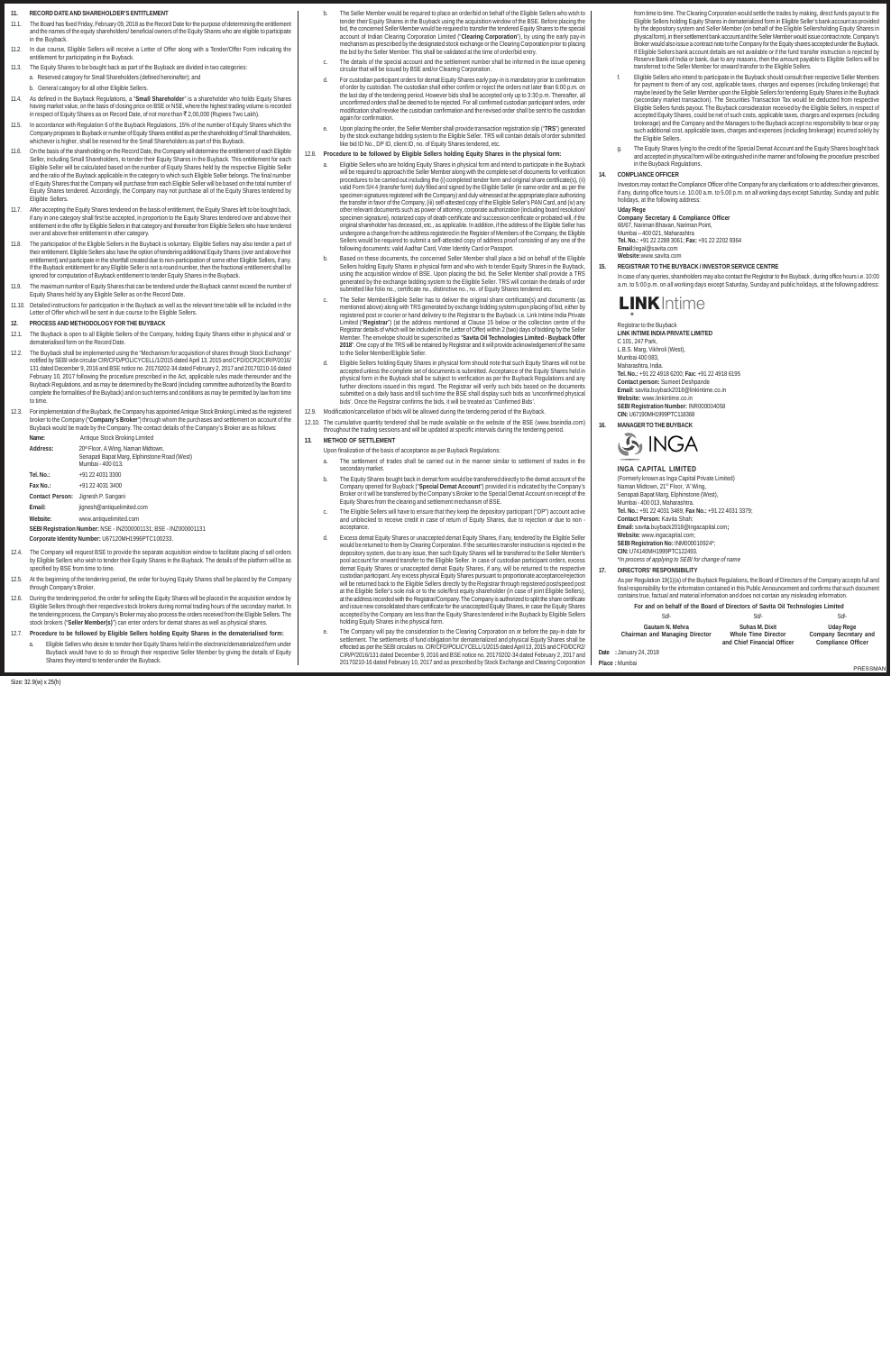## 11. RECORD DATE AND SHAREHOLDER'S ENTITLEMENT

11.1. The Board has fixed Friday, February 09, 2018 as the Record Date for the purpose of determining the entitlement and the names of the equity shareholders/ beneficial owners of the Equity Shares who are eligible to participate in the Buyback.

11.2. In due course, Eligible Sellers will receive a Letter of Offer along with a Tender/Offer Form indicating the entitlement for participating in the Buyback.

11.3. The Equity Shares to be bought back as part of the Buyback are divided in two categories:

a. Reserved category for Small Shareholders (defined hereinafter); and

b. General category for all other Eligible Sellers.

11.4. As defined in the Buyback Regulations, a "**Small Shareholder**" is a shareholder who holds Equity Shares having market value, on the basis of closing price on BSE or NSE, where the highest trading volume is recorded in respect of Equity Shares as on Record Date, of not more than ₹ 2,00,000 (Rupees Two Lakh).

11.5. In accordance with Regulation 6 of the Buyback Regulations, 15% of the number of Equity Shares which the Company proposes to Buyback or number of Equity Shares entitled as per the shareholding of Small Shareholders, whichever is higher, shall be reserved for the Small Shareholders as part of this Buyback.

11.6. On the basis of the shareholding on the Record Date, the Company will determine the entitlement of each Eligible Seller, including Small Shareholders, to tender their Equity Shares in the Buyback. This entitlement for each Eligible Seller will be calculated based on the number of Equity Shares held by the respective Eligible Seller and the ratio of the Buyback applicable in the category to which such Eligible Seller belongs. The final number of Equity Shares that the Company will purchase from each Eligible Seller will be based on the total number of Equity Shares tendered. Accordingly, the Company may not purchase all of the Equity Shares tendered by Eligible Sellers.

11.7. After accepting the Equity Shares tendered on the basis of entitlement, the Equity Shares left to be bought back, if any in one category shall first be accepted, in proportion to the Equity Shares tendered over and above their entitlement in the offer by Eligible Sellers in that category and thereafter from Eligible Sellers who have tendered over and above their entitlement in other category.

11.8. The participation of the Eligible Sellers in the Buyback is voluntary. Eligible Sellers may also tender a part of their entitlement. Eligible Sellers also have the option of tendering additional Equity Shares (over and above their entitlement) and participate in the shortfall created due to non-participation of some other Eligible Sellers, if any. If the Buyback entitlement for any Eligible Seller is not a round number, then the fractional entitlement shall be ignored for computation of Buyback entitlement to tender Equity Shares in the Buyback.

11.9. The maximum number of Equity Shares that can be tendered under the Buyback cannot exceed the number of Equity Shares held by any Eligible Seller as on the Record Date.

11.10. Detailed instructions for participation in the Buyback as well as the relevant time table will be included in the Letter of Offer which will be sent in due course to the Eligible Sellers.

## 12. PROCESS AND METHODOLOGY FOR THE BUYBACK

12.1. The Buyback is open to all Eligible Sellers of the Company, holding Equity Shares either in physical and/ or dematerialised form on the Record Date.

12.2. The Buyback shall be implemented using the "Mechanism for acquisition of shares through Stock Exchange" notified by SEBI vide circular CIR/CFD/POLICYCELL/1/2015 dated April 13, 2015 and CFD/DCR2/CIR/P/2016/131 dated December 9, 2016 and BSE notice no. 20170202-34 dated February 2, 2017 and 20170210-16 dated February 10, 2017 following the procedure prescribed in the Act, applicable rules made thereunder and the Buyback Regulations, and as may be determined by the Board (including committee authorized by the Board to complete the formalities of the Buyback) and on such terms and conditions as may be permitted by law from time to time.

12.3. For implementation of the Buyback, the Company has appointed Antique Stock Broking Limited as the registered broker to the Company ("**Company's Broker**") through whom the purchases and settlement on account of the Buyback would be made by the Company. The contact details of the Company's Broker are as follows:

| | |
|---|---|
| **Name:** | Antique Stock Broking Limited |
| **Address:** | 20th Floor, A Wing, Naman Midtown, Senapati Bapat Marg, Elphinstone Road (West) Mumbai - 400 013. |
| **Tel. No.:** | +91 22 4031 3300 |
| **Fax No.:** | +91 22 4031 3400 |
| **Contact Person:** | Jignesh P. Sangani |
| **Email:** | jignesh@antiquelimited.com |
| **Website:** | www.antiquelimited.com |

**SEBI Registration Number:** NSE - INZ000001131; BSE - INZ000001131

**Corporate Identity Number:** U67120MH1996PTC100233.

12.4. The Company will request BSE to provide the separate acquisition window to facilitate placing of sell orders by Eligible Sellers who wish to tender their Equity Shares in the Buyback. The details of the platform will be as specified by BSE from time to time.

12.5. At the beginning of the tendering period, the order for buying Equity Shares shall be placed by the Company through Company's Broker.

12.6. During the tendering period, the order for selling the Equity Shares will be placed in the acquisition window by Eligible Sellers through their respective stock brokers during normal trading hours of the secondary market. In the tendering process, the Company's Broker may also process the orders received from the Eligible Sellers. The stock brokers ("**Seller Member(s)**") can enter orders for demat shares as well as physical shares.

12.7. **Procedure to be followed by Eligible Sellers holding Equity Shares in the dematerialised form:**

a. Eligible Sellers who desire to tender their Equity Shares held in the electronic/dematerialized form under Buyback would have to do so through their respective Seller Member by giving the details of Equity Shares they intend to tender under the Buyback.

b. The Seller Member would be required to place an order/bid on behalf of the Eligible Sellers who wish to tender their Equity Shares in the Buyback using the acquisition window of the BSE. Before placing the bid, the concerned Seller Member would be required to transfer the tendered Equity Shares to the special account of Indian Clearing Corporation Limited ("**Clearing Corporation**"), by using the early pay-in mechanism as prescribed by the designated stock exchange or the Clearing Corporation prior to placing the bid by the Seller Member. This shall be validated at the time of order/bid entry.

c. The details of the special account and the settlement number shall be informed in the issue opening circular that will be issued by BSE and/or Clearing Corporation.

d. For custodian participant orders for demat Equity Shares early pay-in is mandatory prior to confirmation of order by custodian. The custodian shall either confirm or reject the orders not later than 6:00 p.m. on the last day of the tendering period. However bids shall be accepted only up to 3:30 p.m. Thereafter, all unconfirmed orders shall be deemed to be rejected. For all confirmed custodian participant orders, order modification shall revoke the custodian confirmation and the revised order shall be sent to the custodian again for confirmation.

e. Upon placing the order, the Seller Member shall provide transaction registration slip ("**TRS**") generated by the stock exchange bidding system to the Eligible Seller. TRS will contain details of order submitted like bid ID No., DP ID, client ID, no. of Equity Shares tendered, etc.

12.8. **Procedure to be followed by Eligible Sellers holding Equity Shares in the physical form:**

a. Eligible Sellers who are holding Equity Shares in physical form and intend to participate in the Buyback will be required to approach the Seller Member along with the complete set of documents for verification procedures to be carried out including the (i) completed tender form and original share certificate(s), (ii) valid Form SH 4 (transfer form) duly filled and signed by the Eligible Seller (in same order and as per the specimen signatures registered with the Company) and duly witnessed at the appropriate place authorizing the transfer in favor of the Company, (iii) self-attested copy of the Eligible Seller's PAN Card, and (iv) any other relevant documents such as power of attorney, corporate authorization (including board resolution/ specimen signature), notarized copy of death certificate and succession certificate or probated will, if the original shareholder has deceased, etc., as applicable. In addition, if the address of the Eligible Seller has undergone a change from the address registered in the Register of Members of the Company, the Eligible Sellers would be required to submit a self-attested copy of address proof consisting of any one of the following documents: valid Aadhar Card, Voter Identity Card or Passport.

b. Based on these documents, the concerned Seller Member shall place a bid on behalf of the Eligible Sellers holding Equity Shares in physical form and who wish to tender Equity Shares in the Buyback, using the acquisition window of BSE. Upon placing the bid, the Seller Member shall provide a TRS generated by the exchange bidding system to the Eligible Seller. TRS will contain the details of order submitted like folio no., certificate no., distinctive no., no. of Equity Shares tendered etc.

c. The Seller Member/Eligible Seller has to deliver the original share certificate(s) and documents (as mentioned above) along with TRS generated by exchange bidding system upon placing of bid, either by registered post or courier or hand delivery to the Registrar to the Buyback i.e. Link Intime India Private Limited ("**Registrar**") (at the address mentioned at Clause 15 below or the collection centre of the Registrar details of which will be included in the Letter of Offer) within 2 (two) days of bidding by the Seller Member. The envelope should be superscribed as "**Savita Oil Technologies Limited - Buyback Offer 2018**". One copy of the TRS will be retained by Registrar and it will provide acknowledgement of the same to the Seller Member/Eligible Seller.

d. Eligible Sellers holding Equity Shares in physical form should note that such Equity Shares will not be accepted unless the complete set of documents is submitted. Acceptance of the Equity Shares held in physical form in the Buyback shall be subject to verification as per the Buyback Regulations and any further directions issued in this regard. The Registrar will verify such bids based on the documents submitted on a daily basis and till such time the BSE shall display such bids as 'unconfirmed physical bids'. Once the Registrar confirms the bids, it will be treated as 'Confirmed Bids'.

12.9. Modification/cancellation of bids will be allowed during the tendering period of the Buyback.

12.10. The cumulative quantity tendered shall be made available on the website of the BSE (www.bseindia.com) throughout the trading sessions and will be updated at specific intervals during the tendering period.

## 13. METHOD OF SETTLEMENT

Upon finalization of the basis of acceptance as per Buyback Regulations:

a. The settlement of trades shall be carried out in the manner similar to settlement of trades in the secondary market.

b. The Equity Shares bought back in demat form would be transferred directly to the demat account of the Company opened for Buyback ("**Special Demat Account**") provided it is indicated by the Company's Broker or it will be transferred by the Company's Broker to the Special Demat Account on receipt of the Equity Shares from the clearing and settlement mechanism of BSE.

c. The Eligible Sellers will have to ensure that they keep the depository participant ("DP") account active and unblocked to receive credit in case of return of Equity Shares, due to rejection or due to non - acceptance.

d. Excess demat Equity Shares or unaccepted demat Equity Shares, if any, tendered by the Eligible Seller would be returned to them by Clearing Corporation. If the securities transfer instruction is rejected in the depository system, due to any issue, then such Equity Shares will be transferred to the Seller Member's pool account for onward transfer to the Eligible Seller. In case of custodian participant orders, excess demat Equity Shares or unaccepted demat Equity Shares, if any, will be returned to the respective custodian participant. Any excess physical Equity Shares pursuant to proportionate acceptance/rejection will be returned back to the Eligible Sellers directly by the Registrar through registered post/speed post at the Eligible Seller's sole risk or to the sole/first equity shareholder (in case of joint Eligible Sellers), at the address recorded with the Registrar/Company. The Company is authorized to split the share certificate and issue new consolidated share certificate for the unaccepted Equity Shares, in case the Equity Shares accepted by the Company are less than the Equity Shares tendered in the Buyback by Eligible Sellers holding Equity Shares in the physical form.

e. The Company will pay the consideration to the Clearing Corporation on or before the pay-in date for settlement. The settlements of fund obligation for dematerialized and physical Equity Shares shall be effected as per the SEBI circulars no. CIR/CFD/POLICYCELL/1/2015 dated April 13, 2015 and CFD/DCR2/CIR/P/2016/131 dated December 9, 2016 and BSE notice no. 20170202-34 dated February 2, 2017 and 20170210-16 dated February 10, 2017 and as prescribed by Stock Exchange and Clearing Corporation from time to time. The Clearing Corporation would settle the trades by making, direct funds payout to the Eligible Sellers holding Equity Shares in dematerialized form in Eligible Seller's bank account as provided by the depository system and Seller Member (on behalf of the Eligible Sellers holding Equity Shares in physical form), in their settlement bank account and the Seller Member would issue contract note. Company's Broker would also issue a contract note to the Company for the Equity shares accepted under the Buyback. If Eligible Sellers bank account details are not available or if the fund transfer instruction is rejected by Reserve Bank of India or bank, due to any reasons, then the amount payable to Eligible Sellers will be transferred to the Seller Member for onward transfer to the Eligible Sellers.

f. Eligible Sellers who intend to participate in the Buyback should consult their respective Seller Members for payment to them of any cost, applicable taxes, charges and expenses (including brokerage) that may be levied by the Seller Member upon the Eligible Sellers for tendering Equity Shares in the Buyback (secondary market transaction). The Securities Transaction Tax would be deducted from respective Eligible Sellers funds payout. The Buyback consideration received by the Eligible Sellers, in respect of accepted Equity Shares, could be net of such costs, applicable taxes, charges and expenses (including brokerage) and the Company and the Managers to the Buyback accept no responsibility to bear or pay such additional cost, applicable taxes, charges and expenses (including brokerage) incurred solely by the Eligible Sellers.

g. The Equity Shares lying to the credit of the Special Demat Account and the Equity Shares bought back and accepted in physical form will be extinguished in the manner and following the procedure prescribed in the Buyback Regulations.

## 14. COMPLIANCE OFFICER

Investors may contact the Compliance Officer of the Company for any clarifications or to address their grievances, if any, during office hours i.e. 10.00 a.m. to 5.00 p.m. on all working days except Saturday, Sunday and public holidays, at the following address:

**Uday Rege**
**Company Secretary & Compliance Officer**
66/67, Nariman Bhavan, Nariman Point,
Mumbai – 400 021, Maharashtra
**Tel. No.:** +91 22 2288 3061; **Fax:** +91 22 2202 9364
**Email:**legal@savita.com
**Website:**www.savita.com

## 15. REGISTRAR TO THE BUYBACK / INVESTOR SERVICE CENTRE

In case of any queries, shareholders may also contact the Registrar to the Buyback, during office hours i.e. 10:00 a.m. to 5:00 p.m. on all working days except Saturday, Sunday and public holidays, at the following address:

LINK Intime

Registrar to the Buyback
**LINK INTIME INDIA PRIVATE LIMITED**
C 101, 247 Park,
L.B.S. Marg, Vikhroli (West),
Mumbai 400 083,
Maharashtra, India.
**Tel. No.:** +91 22 4918 6200; **Fax:** +91 22 4918 6195
**Contact person:** Sumeet Deshpande
**Email:** savita.buyback2018@linkintime.co.in
**Website:** www.linkintime.co.in
**SEBI Registration Number:** INR000004058
**CIN:** U67190MH1999PTC118368

## 16. MANAGER TO THE BUYBACK

INGA

**INGA CAPITAL LIMITED**
(Formerly known as Inga Capital Private Limited)
Naman Midtown, 21st Floor, 'A' Wing,
Senapati Bapat Marg, Elphinstone (West),
Mumbai - 400 013, Maharashtra.
**Tel. No.:** +91 22 4031 3489, **Fax No.:** +91 22 4031 3379;
**Contact Person:** Kavita Shah;
**Email:** savita.buyback2018@ingacapital.com;
**Website:** www.ingacapital.com;
**SEBI Registration No:** INM000010924*;
**CIN:** U74140MH1999PTC122493.
*In process of applying to SEBI for change of name*

## 17. DIRECTORS' RESPONSIBILITY

As per Regulation 19(1)(a) of the Buyback Regulations, the Board of Directors of the Company accepts full and final responsibility for the information contained in this Public Announcement and confirms that such document contains true, factual and material information and does not contain any misleading information.

**For and on behalf of the Board of Directors of Savita Oil Technologies Limited**

| Sd/- | Sd/- | Sd/- |
|---|---|---|
| **Gautam N. Mehra** | **Suhas M. Dixit** | **Uday Rege** |
| **Chairman and Managing Director** | **Whole Time Director and Chief Financial Officer** | **Company Secretary and Compliance Officer** |

**Date :** January 24, 2018

**Place :** Mumbai